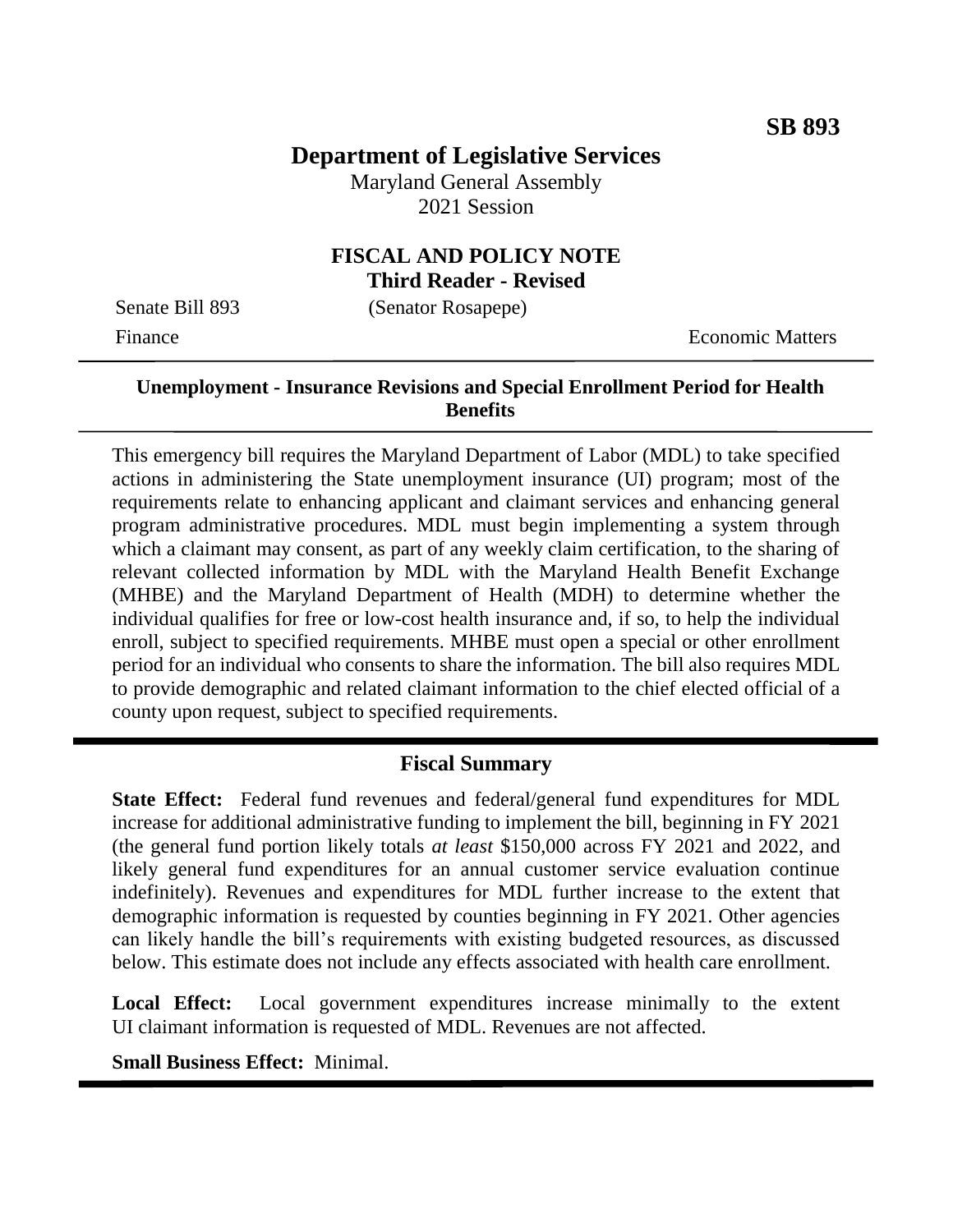**SB 893**

# Department of Legislative Services

Maryland General Assembly
2021 Session

## FISCAL AND POLICY NOTE
### Third Reader - Revised

Senate Bill 893 (Senator Rosapepe)
Finance Economic Matters

---

**Unemployment - Insurance Revisions and Special Enrollment Period for Health Benefits**

---

This emergency bill requires the Maryland Department of Labor (MDL) to take specified actions in administering the State unemployment insurance (UI) program; most of the requirements relate to enhancing applicant and claimant services and enhancing general program administrative procedures. MDL must begin implementing a system through which a claimant may consent, as part of any weekly claim certification, to the sharing of relevant collected information by MDL with the Maryland Health Benefit Exchange (MHBE) and the Maryland Department of Health (MDH) to determine whether the individual qualifies for free or low-cost health insurance and, if so, to help the individual enroll, subject to specified requirements. MHBE must open a special or other enrollment period for an individual who consents to share the information. The bill also requires MDL to provide demographic and related claimant information to the chief elected official of a county upon request, subject to specified requirements.

---

## Fiscal Summary

**State Effect:** Federal fund revenues and federal/general fund expenditures for MDL increase for additional administrative funding to implement the bill, beginning in FY 2021 (the general fund portion likely totals *at least* \$150,000 across FY 2021 and 2022, and likely general fund expenditures for an annual customer service evaluation continue indefinitely). Revenues and expenditures for MDL further increase to the extent that demographic information is requested by counties beginning in FY 2021. Other agencies can likely handle the bill's requirements with existing budgeted resources, as discussed below. This estimate does not include any effects associated with health care enrollment.

**Local Effect:** Local government expenditures increase minimally to the extent UI claimant information is requested of MDL. Revenues are not affected.

**Small Business Effect:** Minimal.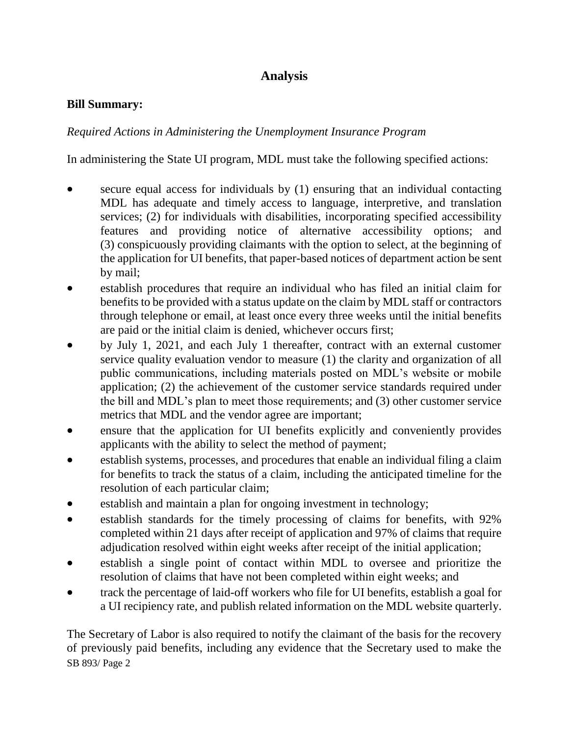## Analysis

**Bill Summary:**

*Required Actions in Administering the Unemployment Insurance Program*

In administering the State UI program, MDL must take the following specified actions:

- secure equal access for individuals by (1) ensuring that an individual contacting MDL has adequate and timely access to language, interpretive, and translation services; (2) for individuals with disabilities, incorporating specified accessibility features and providing notice of alternative accessibility options; and (3) conspicuously providing claimants with the option to select, at the beginning of the application for UI benefits, that paper-based notices of department action be sent by mail;
- establish procedures that require an individual who has filed an initial claim for benefits to be provided with a status update on the claim by MDL staff or contractors through telephone or email, at least once every three weeks until the initial benefits are paid or the initial claim is denied, whichever occurs first;
- by July 1, 2021, and each July 1 thereafter, contract with an external customer service quality evaluation vendor to measure (1) the clarity and organization of all public communications, including materials posted on MDL's website or mobile application; (2) the achievement of the customer service standards required under the bill and MDL's plan to meet those requirements; and (3) other customer service metrics that MDL and the vendor agree are important;
- ensure that the application for UI benefits explicitly and conveniently provides applicants with the ability to select the method of payment;
- establish systems, processes, and procedures that enable an individual filing a claim for benefits to track the status of a claim, including the anticipated timeline for the resolution of each particular claim;
- establish and maintain a plan for ongoing investment in technology;
- establish standards for the timely processing of claims for benefits, with 92% completed within 21 days after receipt of application and 97% of claims that require adjudication resolved within eight weeks after receipt of the initial application;
- establish a single point of contact within MDL to oversee and prioritize the resolution of claims that have not been completed within eight weeks; and
- track the percentage of laid-off workers who file for UI benefits, establish a goal for a UI recipiency rate, and publish related information on the MDL website quarterly.

The Secretary of Labor is also required to notify the claimant of the basis for the recovery of previously paid benefits, including any evidence that the Secretary used to make the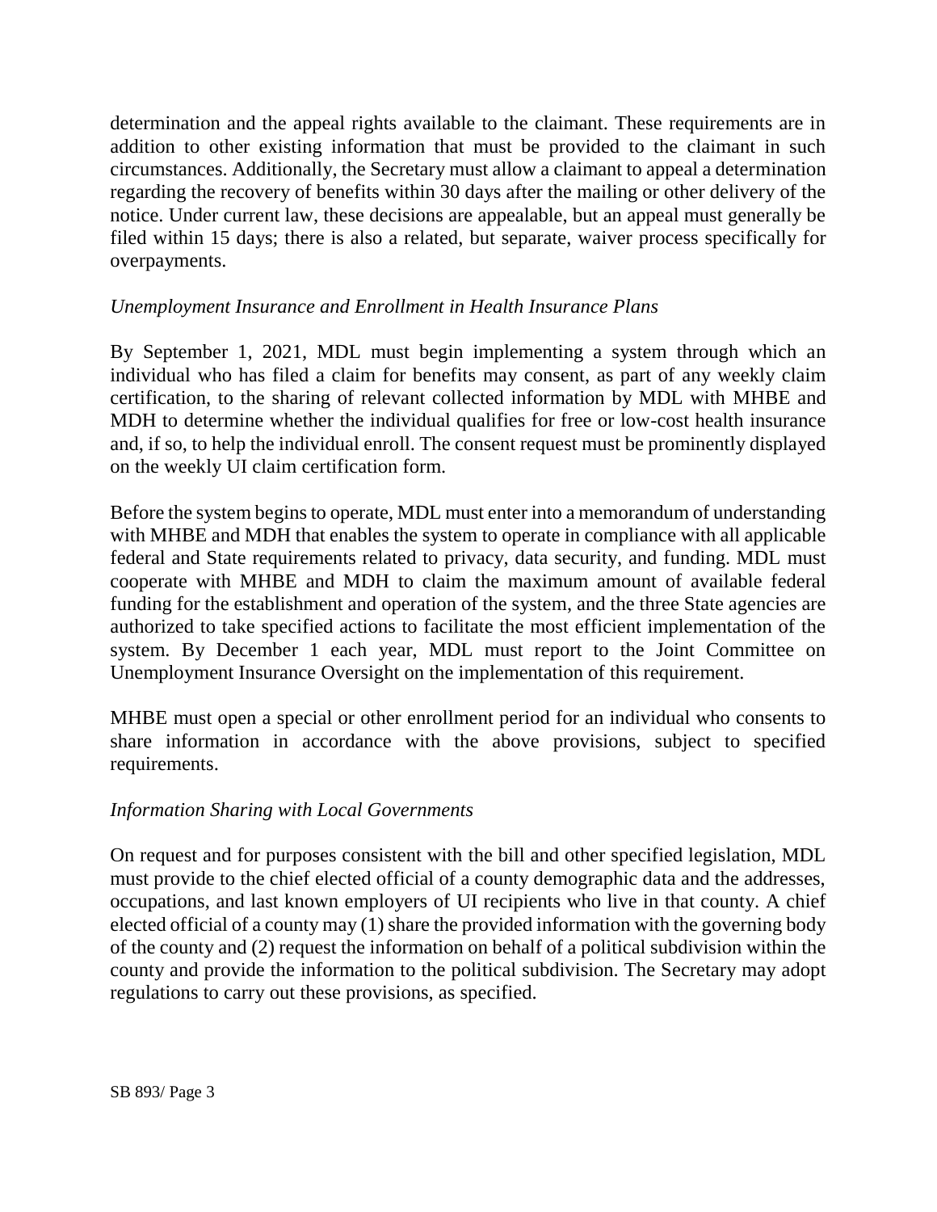determination and the appeal rights available to the claimant. These requirements are in addition to other existing information that must be provided to the claimant in such circumstances. Additionally, the Secretary must allow a claimant to appeal a determination regarding the recovery of benefits within 30 days after the mailing or other delivery of the notice. Under current law, these decisions are appealable, but an appeal must generally be filed within 15 days; there is also a related, but separate, waiver process specifically for overpayments.

*Unemployment Insurance and Enrollment in Health Insurance Plans*

By September 1, 2021, MDL must begin implementing a system through which an individual who has filed a claim for benefits may consent, as part of any weekly claim certification, to the sharing of relevant collected information by MDL with MHBE and MDH to determine whether the individual qualifies for free or low-cost health insurance and, if so, to help the individual enroll. The consent request must be prominently displayed on the weekly UI claim certification form.

Before the system begins to operate, MDL must enter into a memorandum of understanding with MHBE and MDH that enables the system to operate in compliance with all applicable federal and State requirements related to privacy, data security, and funding. MDL must cooperate with MHBE and MDH to claim the maximum amount of available federal funding for the establishment and operation of the system, and the three State agencies are authorized to take specified actions to facilitate the most efficient implementation of the system. By December 1 each year, MDL must report to the Joint Committee on Unemployment Insurance Oversight on the implementation of this requirement.

MHBE must open a special or other enrollment period for an individual who consents to share information in accordance with the above provisions, subject to specified requirements.

*Information Sharing with Local Governments*

On request and for purposes consistent with the bill and other specified legislation, MDL must provide to the chief elected official of a county demographic data and the addresses, occupations, and last known employers of UI recipients who live in that county. A chief elected official of a county may (1) share the provided information with the governing body of the county and (2) request the information on behalf of a political subdivision within the county and provide the information to the political subdivision. The Secretary may adopt regulations to carry out these provisions, as specified.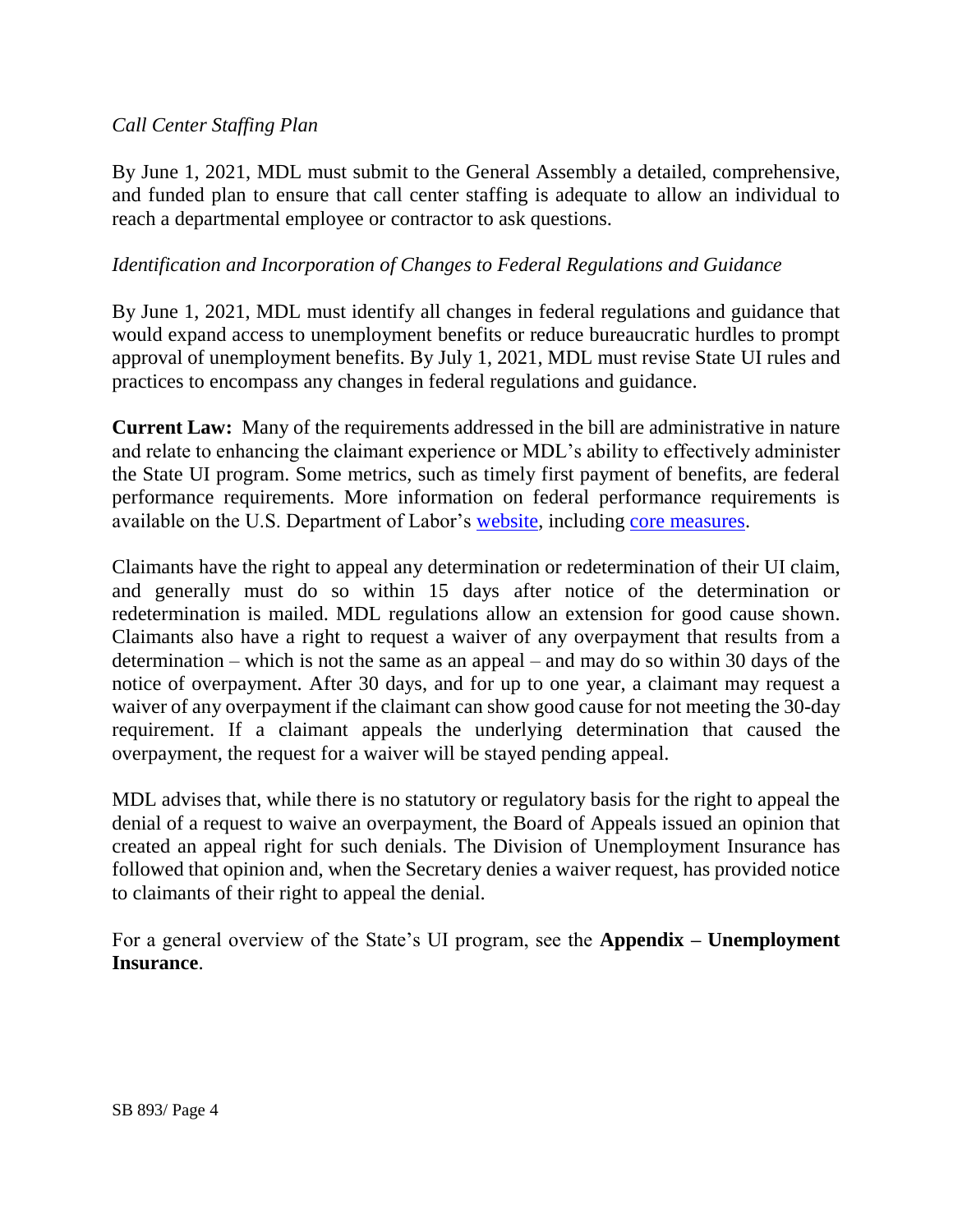*Call Center Staffing Plan*

By June 1, 2021, MDL must submit to the General Assembly a detailed, comprehensive, and funded plan to ensure that call center staffing is adequate to allow an individual to reach a departmental employee or contractor to ask questions.

*Identification and Incorporation of Changes to Federal Regulations and Guidance*

By June 1, 2021, MDL must identify all changes in federal regulations and guidance that would expand access to unemployment benefits or reduce bureaucratic hurdles to prompt approval of unemployment benefits. By July 1, 2021, MDL must revise State UI rules and practices to encompass any changes in federal regulations and guidance.

**Current Law:** Many of the requirements addressed in the bill are administrative in nature and relate to enhancing the claimant experience or MDL's ability to effectively administer the State UI program. Some metrics, such as timely first payment of benefits, are federal performance requirements. More information on federal performance requirements is available on the U.S. Department of Labor's website, including core measures.

Claimants have the right to appeal any determination or redetermination of their UI claim, and generally must do so within 15 days after notice of the determination or redetermination is mailed. MDL regulations allow an extension for good cause shown. Claimants also have a right to request a waiver of any overpayment that results from a determination – which is not the same as an appeal – and may do so within 30 days of the notice of overpayment. After 30 days, and for up to one year, a claimant may request a waiver of any overpayment if the claimant can show good cause for not meeting the 30-day requirement. If a claimant appeals the underlying determination that caused the overpayment, the request for a waiver will be stayed pending appeal.

MDL advises that, while there is no statutory or regulatory basis for the right to appeal the denial of a request to waive an overpayment, the Board of Appeals issued an opinion that created an appeal right for such denials. The Division of Unemployment Insurance has followed that opinion and, when the Secretary denies a waiver request, has provided notice to claimants of their right to appeal the denial.

For a general overview of the State's UI program, see the **Appendix – Unemployment Insurance**.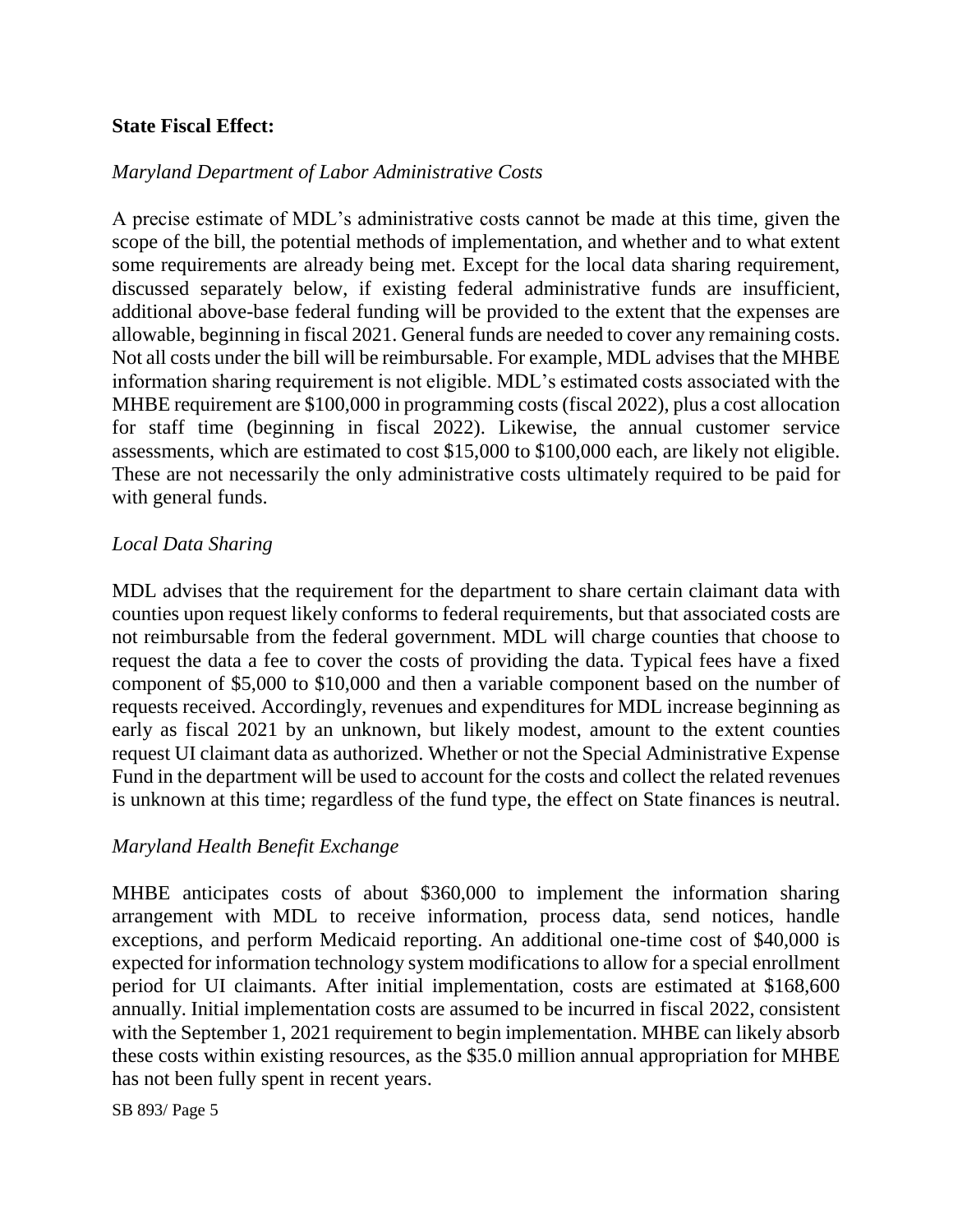**State Fiscal Effect:**

*Maryland Department of Labor Administrative Costs*

A precise estimate of MDL's administrative costs cannot be made at this time, given the scope of the bill, the potential methods of implementation, and whether and to what extent some requirements are already being met. Except for the local data sharing requirement, discussed separately below, if existing federal administrative funds are insufficient, additional above-base federal funding will be provided to the extent that the expenses are allowable, beginning in fiscal 2021. General funds are needed to cover any remaining costs. Not all costs under the bill will be reimbursable. For example, MDL advises that the MHBE information sharing requirement is not eligible. MDL's estimated costs associated with the MHBE requirement are $100,000 in programming costs (fiscal 2022), plus a cost allocation for staff time (beginning in fiscal 2022). Likewise, the annual customer service assessments, which are estimated to cost $15,000 to $100,000 each, are likely not eligible. These are not necessarily the only administrative costs ultimately required to be paid for with general funds.

*Local Data Sharing*

MDL advises that the requirement for the department to share certain claimant data with counties upon request likely conforms to federal requirements, but that associated costs are not reimbursable from the federal government. MDL will charge counties that choose to request the data a fee to cover the costs of providing the data. Typical fees have a fixed component of $5,000 to $10,000 and then a variable component based on the number of requests received. Accordingly, revenues and expenditures for MDL increase beginning as early as fiscal 2021 by an unknown, but likely modest, amount to the extent counties request UI claimant data as authorized. Whether or not the Special Administrative Expense Fund in the department will be used to account for the costs and collect the related revenues is unknown at this time; regardless of the fund type, the effect on State finances is neutral.

*Maryland Health Benefit Exchange*

MHBE anticipates costs of about $360,000 to implement the information sharing arrangement with MDL to receive information, process data, send notices, handle exceptions, and perform Medicaid reporting. An additional one-time cost of $40,000 is expected for information technology system modifications to allow for a special enrollment period for UI claimants. After initial implementation, costs are estimated at $168,600 annually. Initial implementation costs are assumed to be incurred in fiscal 2022, consistent with the September 1, 2021 requirement to begin implementation. MHBE can likely absorb these costs within existing resources, as the $35.0 million annual appropriation for MHBE has not been fully spent in recent years.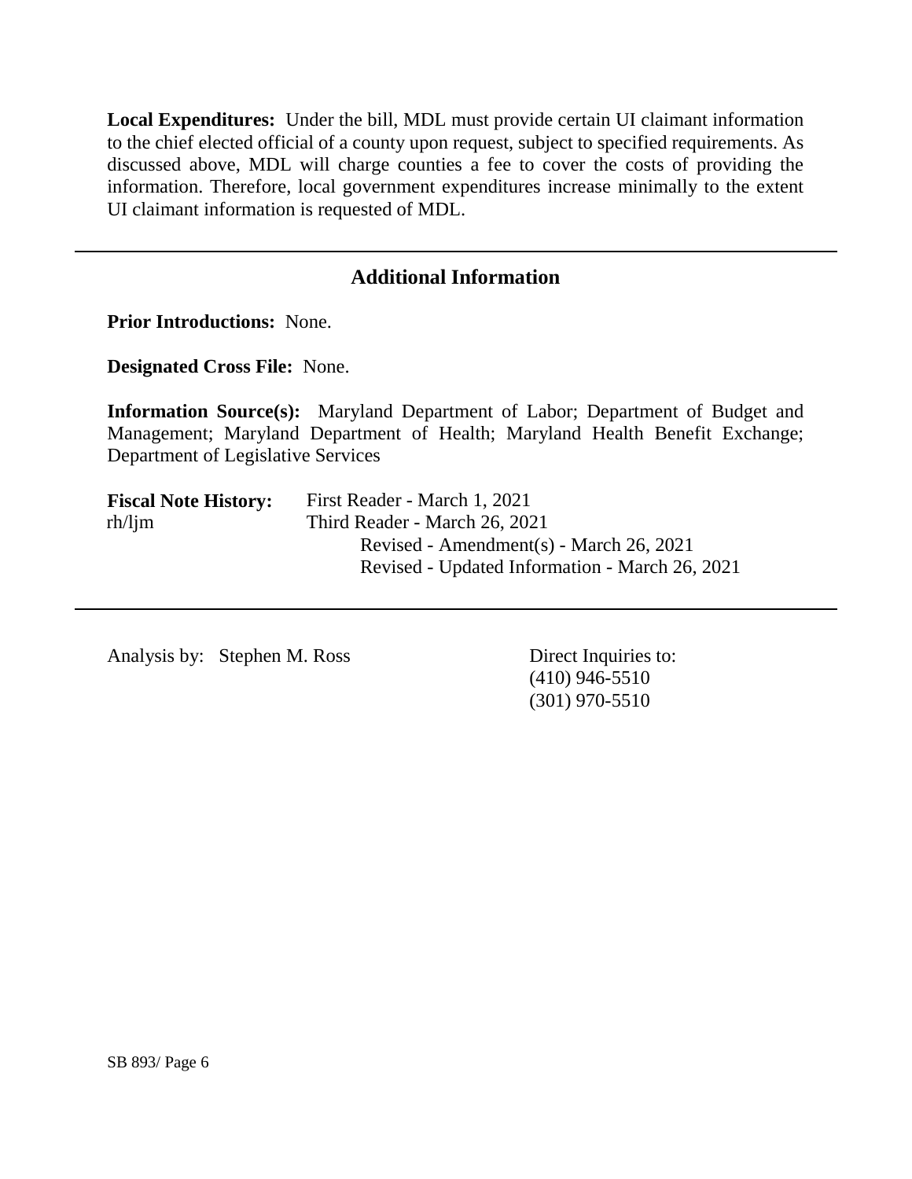**Local Expenditures:** Under the bill, MDL must provide certain UI claimant information to the chief elected official of a county upon request, subject to specified requirements. As discussed above, MDL will charge counties a fee to cover the costs of providing the information. Therefore, local government expenditures increase minimally to the extent UI claimant information is requested of MDL.

---

## Additional Information

**Prior Introductions:** None.

**Designated Cross File:** None.

**Information Source(s):** Maryland Department of Labor; Department of Budget and Management; Maryland Department of Health; Maryland Health Benefit Exchange; Department of Legislative Services

**Fiscal Note History:** First Reader - March 1, 2021
rh/ljm Third Reader - March 26, 2021
Revised - Amendment(s) - March 26, 2021
Revised - Updated Information - March 26, 2021

---

Analysis by: Stephen M. Ross

Direct Inquiries to:
(410) 946-5510
(301) 970-5510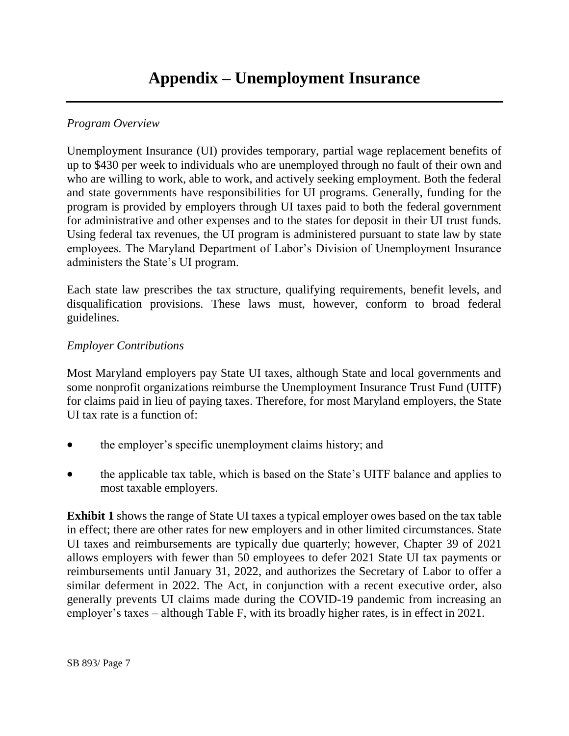# Appendix – Unemployment Insurance

*Program Overview*

Unemployment Insurance (UI) provides temporary, partial wage replacement benefits of up to $430 per week to individuals who are unemployed through no fault of their own and who are willing to work, able to work, and actively seeking employment. Both the federal and state governments have responsibilities for UI programs. Generally, funding for the program is provided by employers through UI taxes paid to both the federal government for administrative and other expenses and to the states for deposit in their UI trust funds. Using federal tax revenues, the UI program is administered pursuant to state law by state employees. The Maryland Department of Labor's Division of Unemployment Insurance administers the State's UI program.

Each state law prescribes the tax structure, qualifying requirements, benefit levels, and disqualification provisions. These laws must, however, conform to broad federal guidelines.

*Employer Contributions*

Most Maryland employers pay State UI taxes, although State and local governments and some nonprofit organizations reimburse the Unemployment Insurance Trust Fund (UITF) for claims paid in lieu of paying taxes. Therefore, for most Maryland employers, the State UI tax rate is a function of:

- the employer's specific unemployment claims history; and
- the applicable tax table, which is based on the State's UITF balance and applies to most taxable employers.

**Exhibit 1** shows the range of State UI taxes a typical employer owes based on the tax table in effect; there are other rates for new employers and in other limited circumstances. State UI taxes and reimbursements are typically due quarterly; however, Chapter 39 of 2021 allows employers with fewer than 50 employees to defer 2021 State UI tax payments or reimbursements until January 31, 2022, and authorizes the Secretary of Labor to offer a similar deferment in 2022. The Act, in conjunction with a recent executive order, also generally prevents UI claims made during the COVID-19 pandemic from increasing an employer's taxes – although Table F, with its broadly higher rates, is in effect in 2021.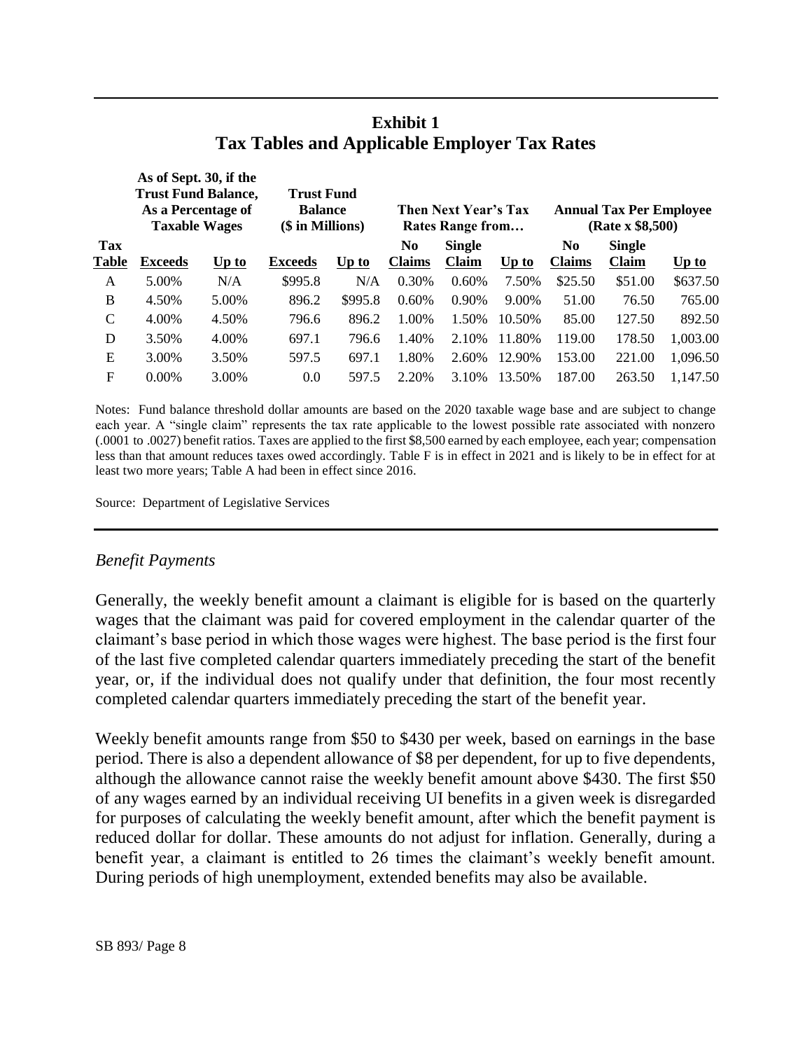## Exhibit 1
## Tax Tables and Applicable Employer Tax Rates

| | As of Sept. 30, if the Trust Fund Balance, As a Percentage of Taxable Wages | | Trust Fund Balance ($ in Millions) | | Then Next Year's Tax Rates Range from… | | | Annual Tax Per Employee (Rate x $8,500) | | |
|---|---|---|---|---|---|---|---|---|---|---|
| **Tax Table** | **Exceeds** | **Up to** | **Exceeds** | **Up to** | **No Claims** | **Single Claim** | **Up to** | **No Claims** | **Single Claim** | **Up to** |
| A | 5.00% | N/A | $995.8 | N/A | 0.30% | 0.60% | 7.50% | $25.50 | $51.00 | $637.50 |
| B | 4.50% | 5.00% | 896.2 | $995.8 | 0.60% | 0.90% | 9.00% | 51.00 | 76.50 | 765.00 |
| C | 4.00% | 4.50% | 796.6 | 896.2 | 1.00% | 1.50% | 10.50% | 85.00 | 127.50 | 892.50 |
| D | 3.50% | 4.00% | 697.1 | 796.6 | 1.40% | 2.10% | 11.80% | 119.00 | 178.50 | 1,003.00 |
| E | 3.00% | 3.50% | 597.5 | 697.1 | 1.80% | 2.60% | 12.90% | 153.00 | 221.00 | 1,096.50 |
| F | 0.00% | 3.00% | 0.0 | 597.5 | 2.20% | 3.10% | 13.50% | 187.00 | 263.50 | 1,147.50 |

Notes: Fund balance threshold dollar amounts are based on the 2020 taxable wage base and are subject to change each year. A "single claim" represents the tax rate applicable to the lowest possible rate associated with nonzero (.0001 to .0027) benefit ratios. Taxes are applied to the first $8,500 earned by each employee, each year; compensation less than that amount reduces taxes owed accordingly. Table F is in effect in 2021 and is likely to be in effect for at least two more years; Table A had been in effect since 2016.

Source: Department of Legislative Services

*Benefit Payments*

Generally, the weekly benefit amount a claimant is eligible for is based on the quarterly wages that the claimant was paid for covered employment in the calendar quarter of the claimant's base period in which those wages were highest. The base period is the first four of the last five completed calendar quarters immediately preceding the start of the benefit year, or, if the individual does not qualify under that definition, the four most recently completed calendar quarters immediately preceding the start of the benefit year.

Weekly benefit amounts range from $50 to $430 per week, based on earnings in the base period. There is also a dependent allowance of $8 per dependent, for up to five dependents, although the allowance cannot raise the weekly benefit amount above $430. The first $50 of any wages earned by an individual receiving UI benefits in a given week is disregarded for purposes of calculating the weekly benefit amount, after which the benefit payment is reduced dollar for dollar. These amounts do not adjust for inflation. Generally, during a benefit year, a claimant is entitled to 26 times the claimant's weekly benefit amount. During periods of high unemployment, extended benefits may also be available.